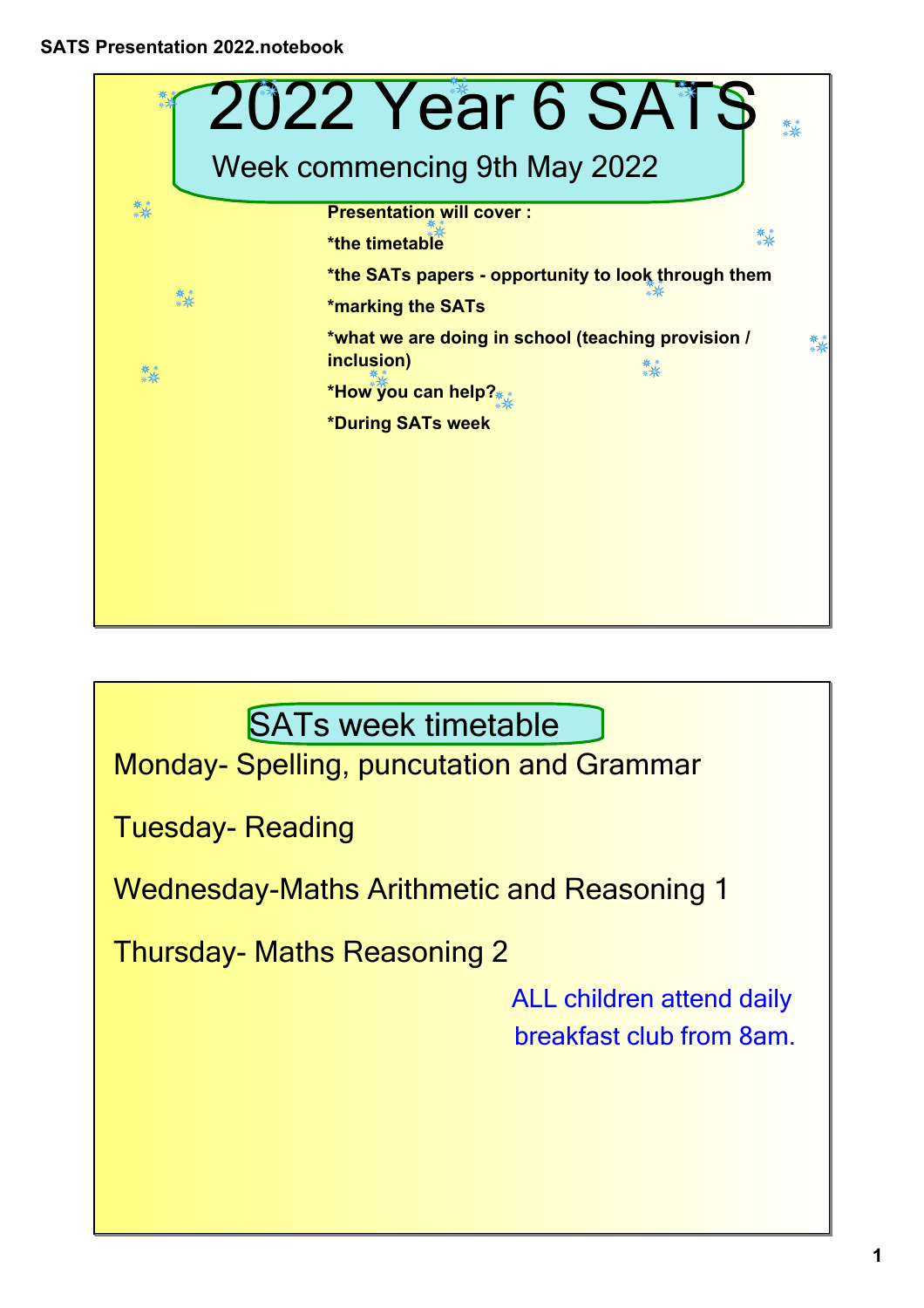# 2022 Year 6 SATS

## Week commencing 9th May 2022

**Presentation will cover :**

**\*the timetable**

**\*the SATs papers - opportunity to look through them**

**\*marking the SATs**

**\*what we are doing in school (teaching provision / inclusion)**

**\*How you can help?**

**\*During SATs week**

## SATs week timetable

Monday- Spelling, puncutation and Grammar

Tuesday- Reading

Wednesday-Maths Arithmetic and Reasoning 1

Thursday- Maths Reasoning 2

ALL children attend daily breakfast club from 8am.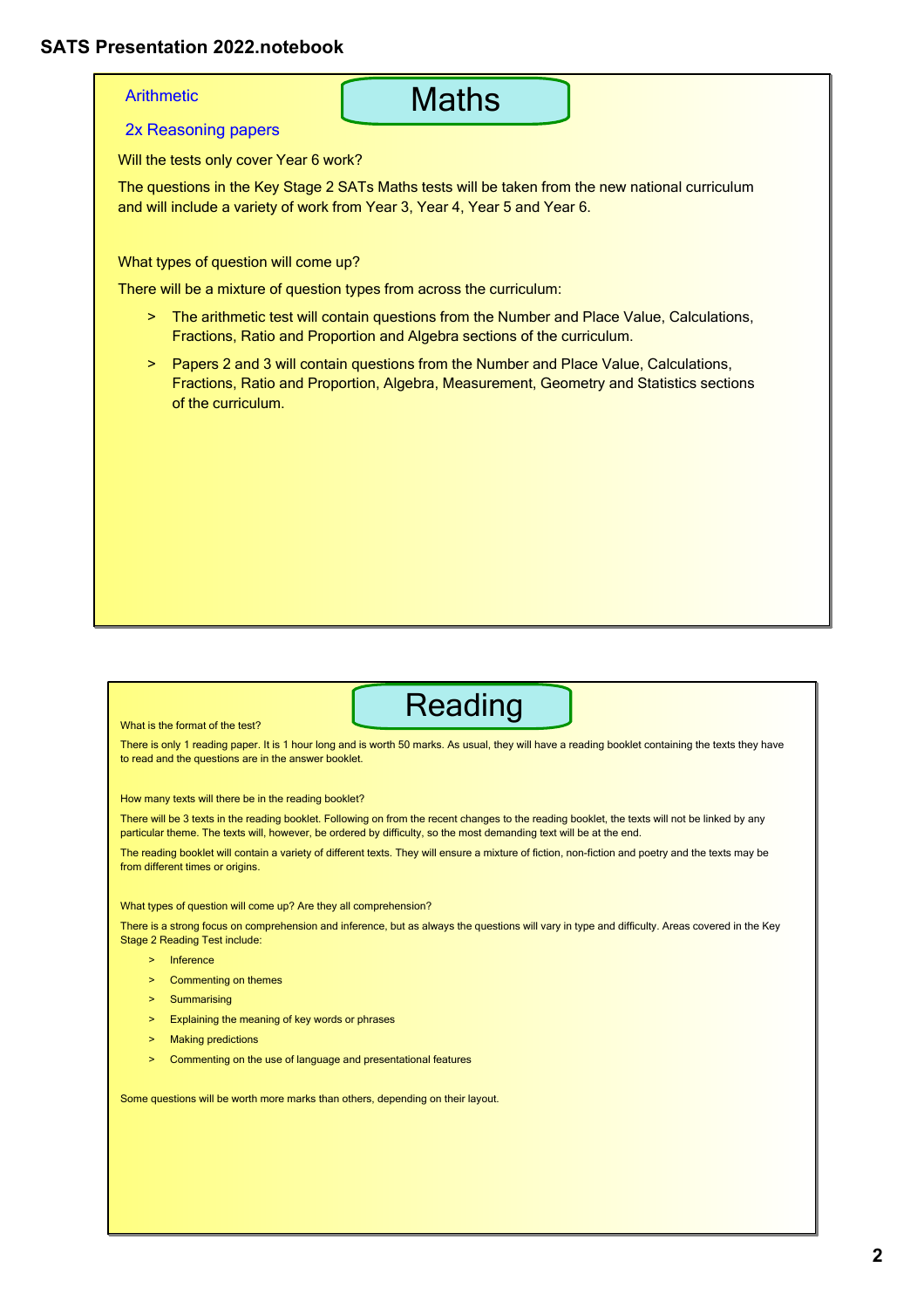## Maths

Arithmetic

2x Reasoning papers

Will the tests only cover Year 6 work?

The questions in the Key Stage 2 SATs Maths tests will be taken from the new national curriculum and will include a variety of work from Year 3, Year 4, Year 5 and Year 6.

What types of question will come up?

There will be a mixture of question types from across the curriculum:

- The arithmetic test will contain questions from the Number and Place Value, Calculations, Fractions, Ratio and Proportion and Algebra sections of the curriculum.
- Papers 2 and 3 will contain questions from the Number and Place Value, Calculations, Fractions, Ratio and Proportion, Algebra, Measurement, Geometry and Statistics sections of the curriculum.

## Reading

What is the format of the test?

There is only 1 reading paper. It is 1 hour long and is worth 50 marks. As usual, they will have a reading booklet containing the texts they have to read and the questions are in the answer booklet.

How many texts will there be in the reading booklet?

There will be 3 texts in the reading booklet. Following on from the recent changes to the reading booklet, the texts will not be linked by any particular theme. The texts will, however, be ordered by difficulty, so the most demanding text will be at the end.

The reading booklet will contain a variety of different texts. They will ensure a mixture of fiction, non-fiction and poetry and the texts may be from different times or origins.

What types of question will come up? Are they all comprehension?

There is a strong focus on comprehension and inference, but as always the questions will vary in type and difficulty. Areas covered in the Key Stage 2 Reading Test include:

- Inference
- Commenting on themes
- Summarising
- Explaining the meaning of key words or phrases
- Making predictions
- Commenting on the use of language and presentational features

Some questions will be worth more marks than others, depending on their layout.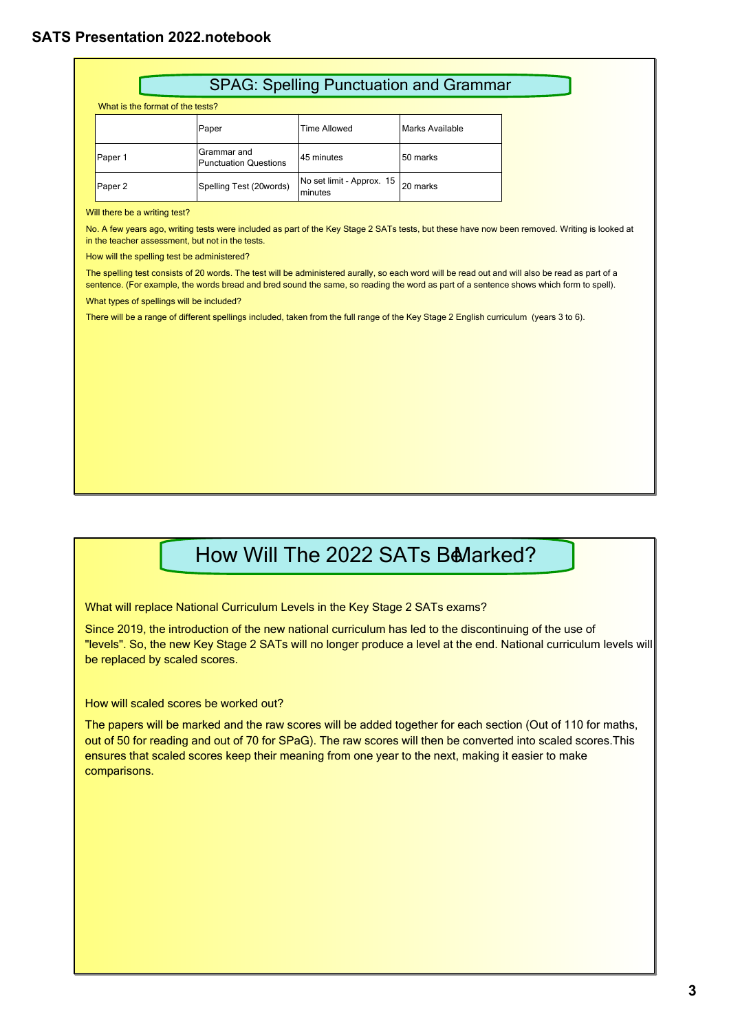## SPAG: Spelling Punctuation and Grammar

What is the format of the tests?

| | Paper | Time Allowed | Marks Available |
|---|---|---|---|
| Paper 1 | Grammar and Punctuation Questions | 45 minutes | 50 marks |
| Paper 2 | Spelling Test (20words) | No set limit - Approx. 15 minutes | 20 marks |

Will there be a writing test?

No. A few years ago, writing tests were included as part of the Key Stage 2 SATs tests, but these have now been removed. Writing is looked at in the teacher assessment, but not in the tests.

How will the spelling test be administered?

The spelling test consists of 20 words. The test will be administered aurally, so each word will be read out and will also be read as part of a sentence. (For example, the words bread and bred sound the same, so reading the word as part of a sentence shows which form to spell).

What types of spellings will be included?

There will be a range of different spellings included, taken from the full range of the Key Stage 2 English curriculum (years 3 to 6).

## How Will The 2022 SATs Be Marked?

What will replace National Curriculum Levels in the Key Stage 2 SATs exams?

Since 2019, the introduction of the new national curriculum has led to the discontinuing of the use of "levels". So, the new Key Stage 2 SATs will no longer produce a level at the end. National curriculum levels will be replaced by scaled scores.

How will scaled scores be worked out?

The papers will be marked and the raw scores will be added together for each section (Out of 110 for maths, out of 50 for reading and out of 70 for SPaG). The raw scores will then be converted into scaled scores.This ensures that scaled scores keep their meaning from one year to the next, making it easier to make comparisons.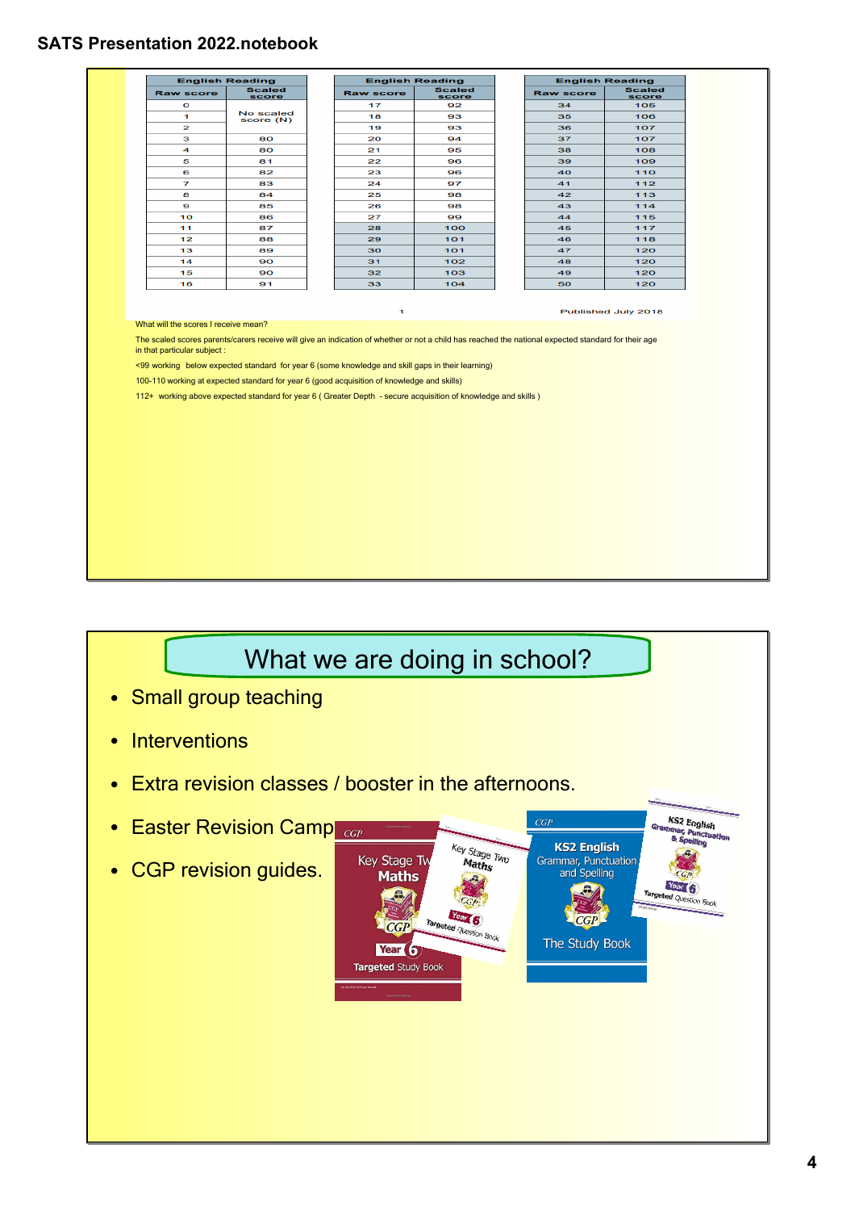| English Reading | | English Reading | | English Reading | |
|---|---|---|---|---|---|
| Raw score | Scaled score | Raw score | Scaled score | Raw score | Scaled score |
| 0 | No scaled score (N) | 17 | 92 | 34 | 105 |
| 1 | | 18 | 93 | 35 | 106 |
| 2 | | 19 | 93 | 36 | 107 |
| 3 | 80 | 20 | 94 | 37 | 107 |
| 4 | 80 | 21 | 95 | 38 | 108 |
| 5 | 81 | 22 | 96 | 39 | 109 |
| 6 | 82 | 23 | 96 | 40 | 110 |
| 7 | 83 | 24 | 97 | 41 | 112 |
| 8 | 84 | 25 | 98 | 42 | 113 |
| 9 | 85 | 26 | 98 | 43 | 114 |
| 10 | 86 | 27 | 99 | 44 | 115 |
| 11 | 87 | 28 | 100 | 45 | 117 |
| 12 | 88 | 29 | 101 | 46 | 118 |
| 13 | 89 | 30 | 101 | 47 | 120 |
| 14 | 90 | 31 | 102 | 48 | 120 |
| 15 | 90 | 32 | 103 | 49 | 120 |
| 16 | 91 | 33 | 104 | 50 | 120 |

Published July 2018

What will the scores I receive mean?

The scaled scores parents/carers receive will give an indication of whether or not a child has reached the national expected standard for their age in that particular subject :

<99 working below expected standard for year 6 (some knowledge and skill gaps in their learning)

100-110 working at expected standard for year 6 (good acquisition of knowledge and skills)

112+ working above expected standard for year 6 ( Greater Depth - secure acquisition of knowledge and skills )

## What we are doing in school?

- Small group teaching
- Interventions
- Extra revision classes / booster in the afternoons.
- Easter Revision Camp
- CGP revision guides.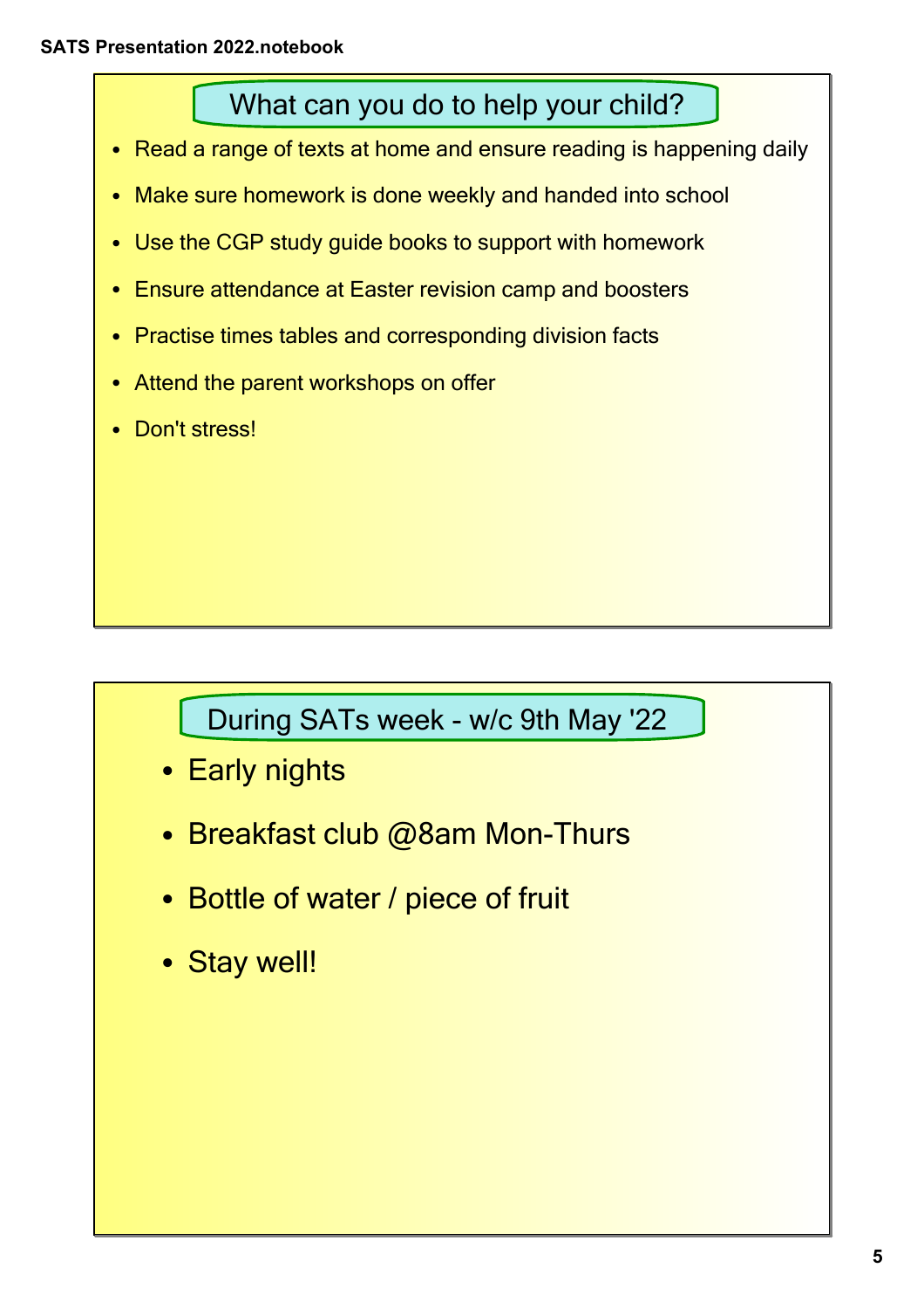## What can you do to help your child?

- Read a range of texts at home and ensure reading is happening daily
- Make sure homework is done weekly and handed into school
- Use the CGP study guide books to support with homework
- Ensure attendance at Easter revision camp and boosters
- Practise times tables and corresponding division facts
- Attend the parent workshops on offer
- Don't stress!

## During SATs week - w/c 9th May '22

- Early nights
- Breakfast club @8am Mon-Thurs
- Bottle of water / piece of fruit
- Stay well!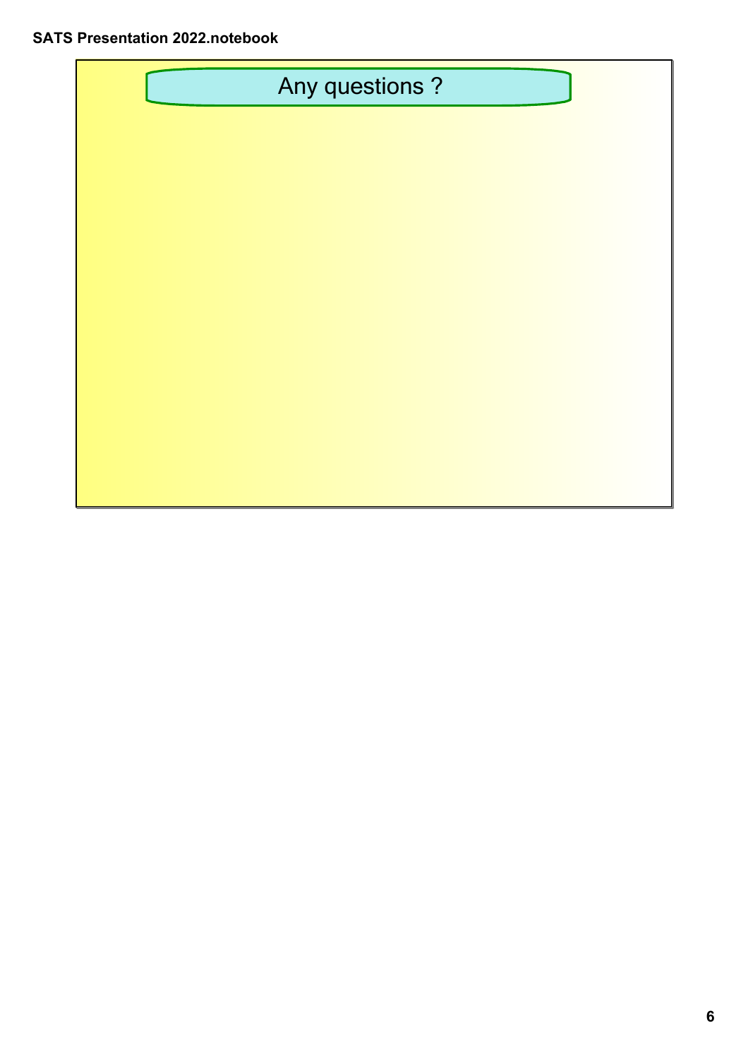# Any questions ?